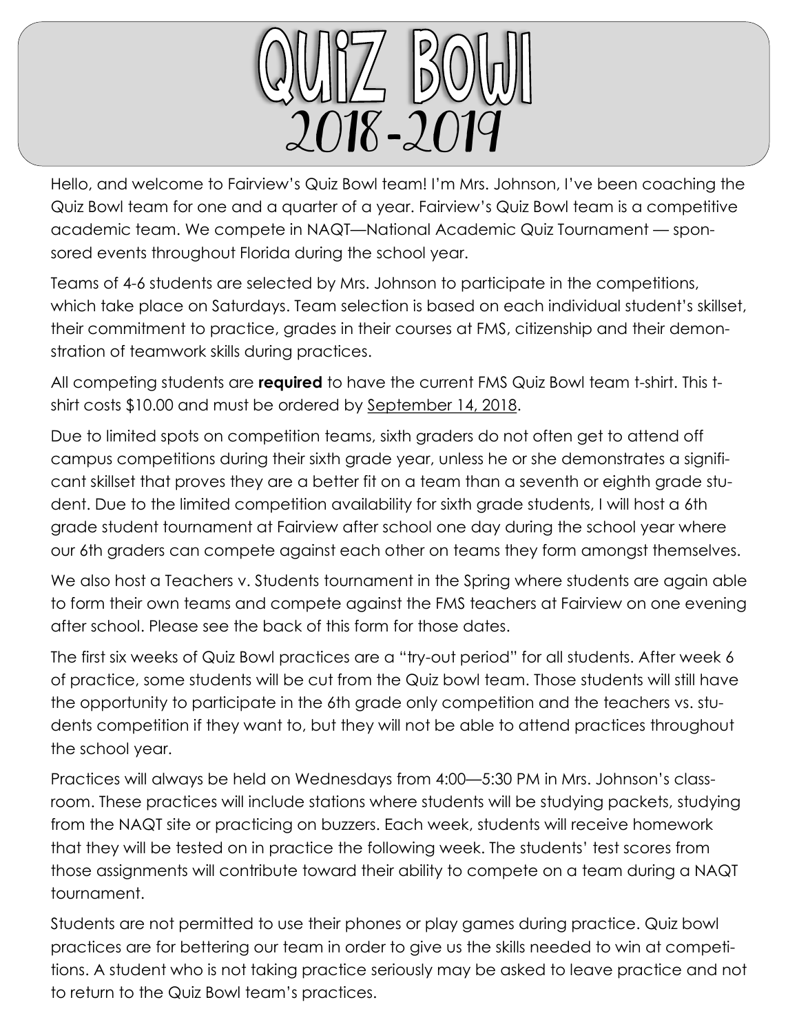# Quiz Bowl 2018-2019

Hello, and welcome to Fairview's Quiz Bowl team! I'm Mrs. Johnson, I've been coaching the Quiz Bowl team for one and a quarter of a year. Fairview's Quiz Bowl team is a competitive academic team. We compete in NAQT—National Academic Quiz Tournament — sponsored events throughout Florida during the school year.

Teams of 4-6 students are selected by Mrs. Johnson to participate in the competitions, which take place on Saturdays. Team selection is based on each individual student's skillset, their commitment to practice, grades in their courses at FMS, citizenship and their demonstration of teamwork skills during practices.

All competing students are **required** to have the current FMS Quiz Bowl team t-shirt. This t-shirt costs $10.00 and must be ordered by September 14, 2018.

Due to limited spots on competition teams, sixth graders do not often get to attend off campus competitions during their sixth grade year, unless he or she demonstrates a significant skillset that proves they are a better fit on a team than a seventh or eighth grade student. Due to the limited competition availability for sixth grade students, I will host a 6th grade student tournament at Fairview after school one day during the school year where our 6th graders can compete against each other on teams they form amongst themselves.

We also host a Teachers v. Students tournament in the Spring where students are again able to form their own teams and compete against the FMS teachers at Fairview on one evening after school. Please see the back of this form for those dates.

The first six weeks of Quiz Bowl practices are a "try-out period" for all students. After week 6 of practice, some students will be cut from the Quiz bowl team. Those students will still have the opportunity to participate in the 6th grade only competition and the teachers vs. students competition if they want to, but they will not be able to attend practices throughout the school year.

Practices will always be held on Wednesdays from 4:00—5:30 PM in Mrs. Johnson's classroom. These practices will include stations where students will be studying packets, studying from the NAQT site or practicing on buzzers. Each week, students will receive homework that they will be tested on in practice the following week. The students' test scores from those assignments will contribute toward their ability to compete on a team during a NAQT tournament.

Students are not permitted to use their phones or play games during practice. Quiz bowl practices are for bettering our team in order to give us the skills needed to win at competitions. A student who is not taking practice seriously may be asked to leave practice and not to return to the Quiz Bowl team's practices.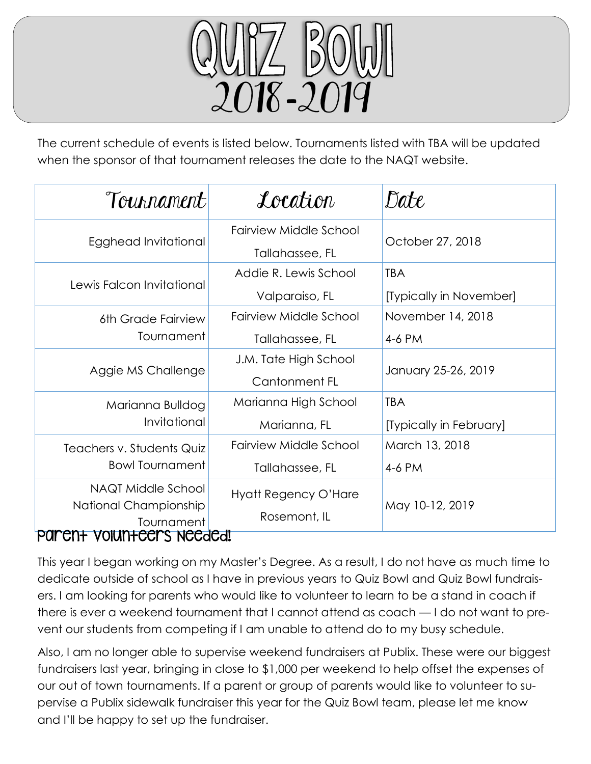# Quiz Bowl 2018-2019

The current schedule of events is listed below. Tournaments listed with TBA will be updated when the sponsor of that tournament releases the date to the NAQT website.

| Tournament | Location | Date |
| --- | --- | --- |
| Egghead Invitational | Fairview Middle School Tallahassee, FL | October 27, 2018 |
| Lewis Falcon Invitational | Addie R. Lewis School Valparaiso, FL | TBA [Typically in November] |
| 6th Grade Fairview Tournament | Fairview Middle School Tallahassee, FL | November 14, 2018 4-6 PM |
| Aggie MS Challenge | J.M. Tate High School Cantonment FL | January 25-26, 2019 |
| Marianna Bulldog Invitational | Marianna High School Marianna, FL | TBA [Typically in February] |
| Teachers v. Students Quiz Bowl Tournament | Fairview Middle School Tallahassee, FL | March 13, 2018 4-6 PM |
| NAQT Middle School National Championship Tournament | Hyatt Regency O'Hare Rosemont, IL | May 10-12, 2019 |

## Parent Volunteers Needed!

This year I began working on my Master's Degree. As a result, I do not have as much time to dedicate outside of school as I have in previous years to Quiz Bowl and Quiz Bowl fundraisers. I am looking for parents who would like to volunteer to learn to be a stand in coach if there is ever a weekend tournament that I cannot attend as coach — I do not want to prevent our students from competing if I am unable to attend do to my busy schedule.

Also, I am no longer able to supervise weekend fundraisers at Publix. These were our biggest fundraisers last year, bringing in close to $1,000 per weekend to help offset the expenses of our out of town tournaments. If a parent or group of parents would like to volunteer to supervise a Publix sidewalk fundraiser this year for the Quiz Bowl team, please let me know and I'll be happy to set up the fundraiser.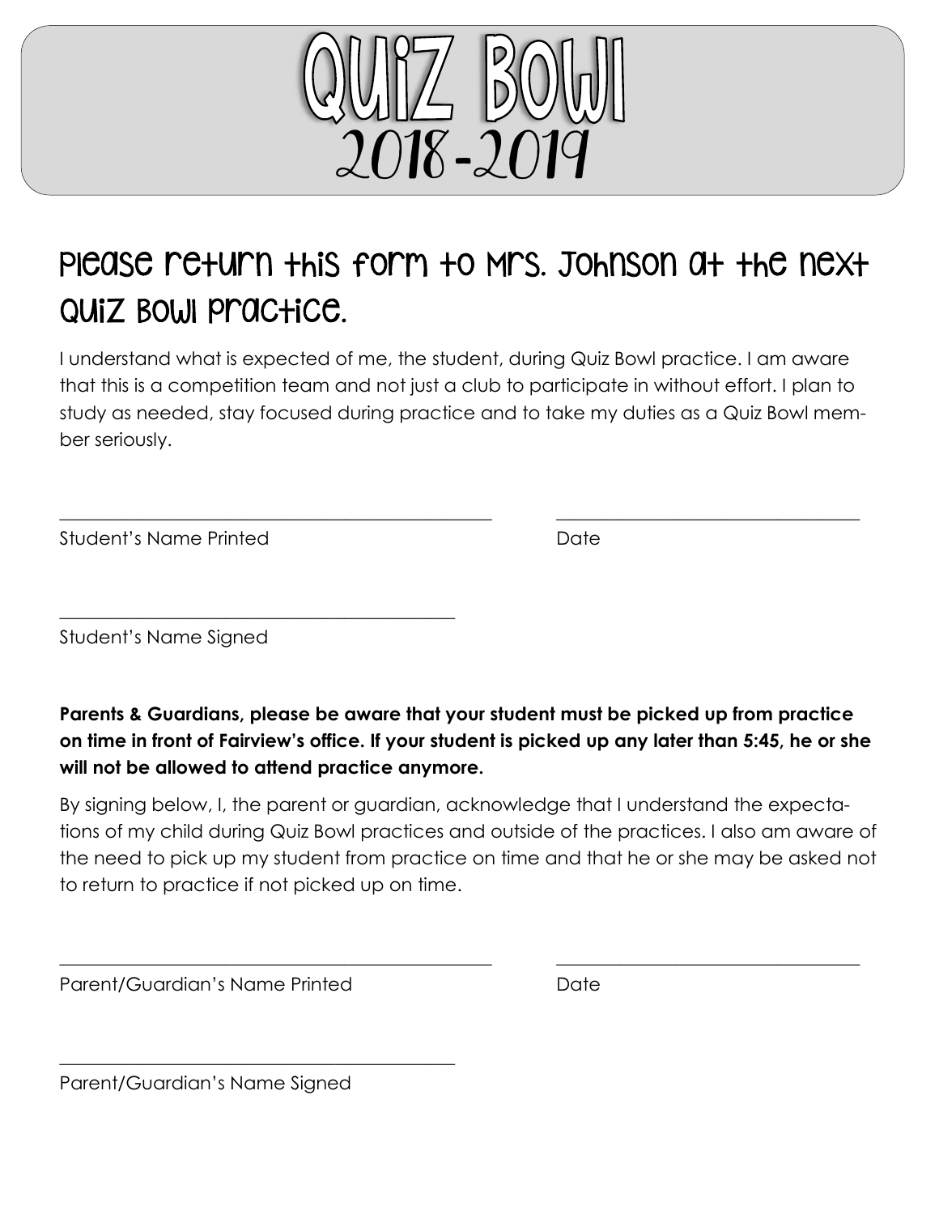# Quiz Bowl 2018-2019

## Please return this form to Mrs. Johnson at the next Quiz Bowl practice.

I understand what is expected of me, the student, during Quiz Bowl practice. I am aware that this is a competition team and not just a club to participate in without effort. I plan to study as needed, stay focused during practice and to take my duties as a Quiz Bowl member seriously.

_______________________________________________ ________________________________

Student's Name Printed Date

___________________________________________

Student's Name Signed

**Parents & Guardians, please be aware that your student must be picked up from practice on time in front of Fairview's office. If your student is picked up any later than 5:45, he or she will not be allowed to attend practice anymore.**

By signing below, I, the parent or guardian, acknowledge that I understand the expectations of my child during Quiz Bowl practices and outside of the practices. I also am aware of the need to pick up my student from practice on time and that he or she may be asked not to return to practice if not picked up on time.

_______________________________________________ ________________________________

Parent/Guardian's Name Printed Date

___________________________________________

Parent/Guardian's Name Signed